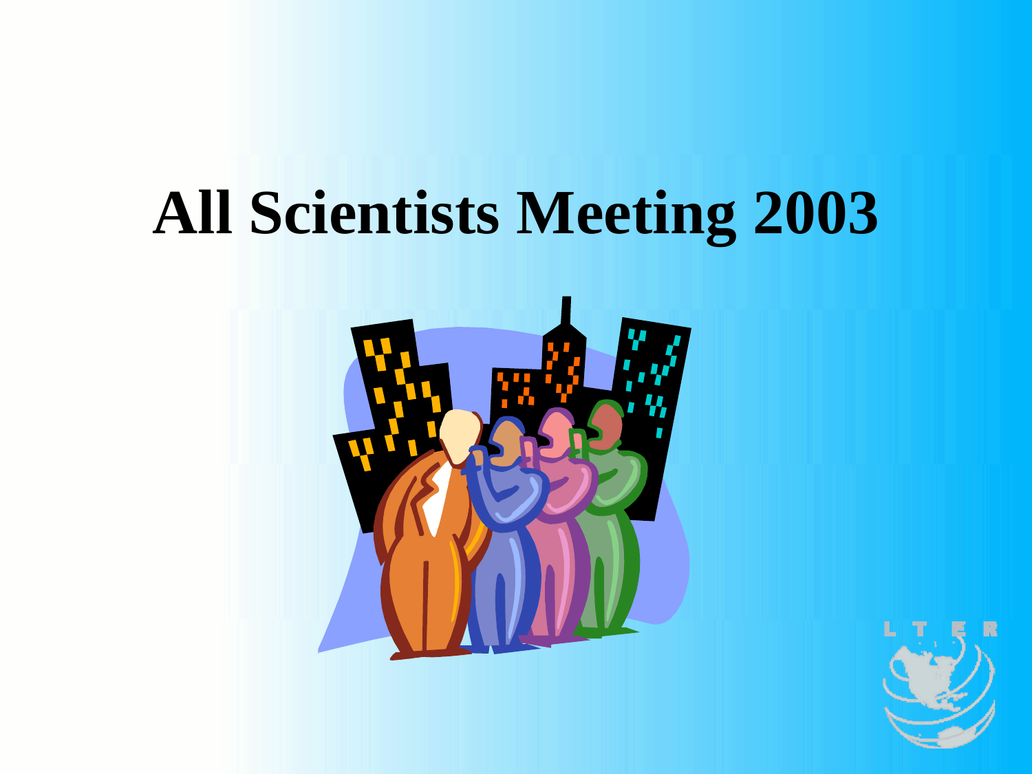# All Scientists Meeting 2003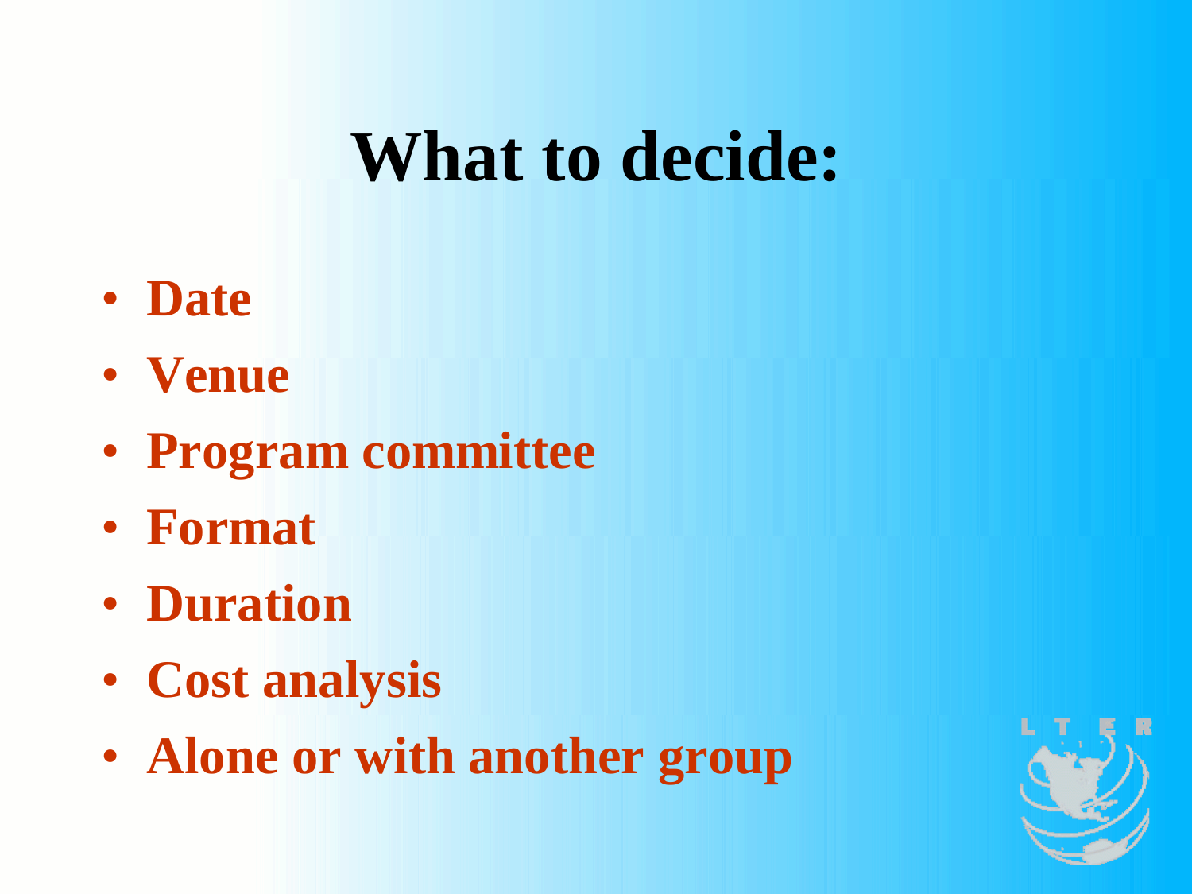# What to decide:

- Date
- Venue
- Program committee
- Format
- Duration
- Cost analysis
- Alone or with another group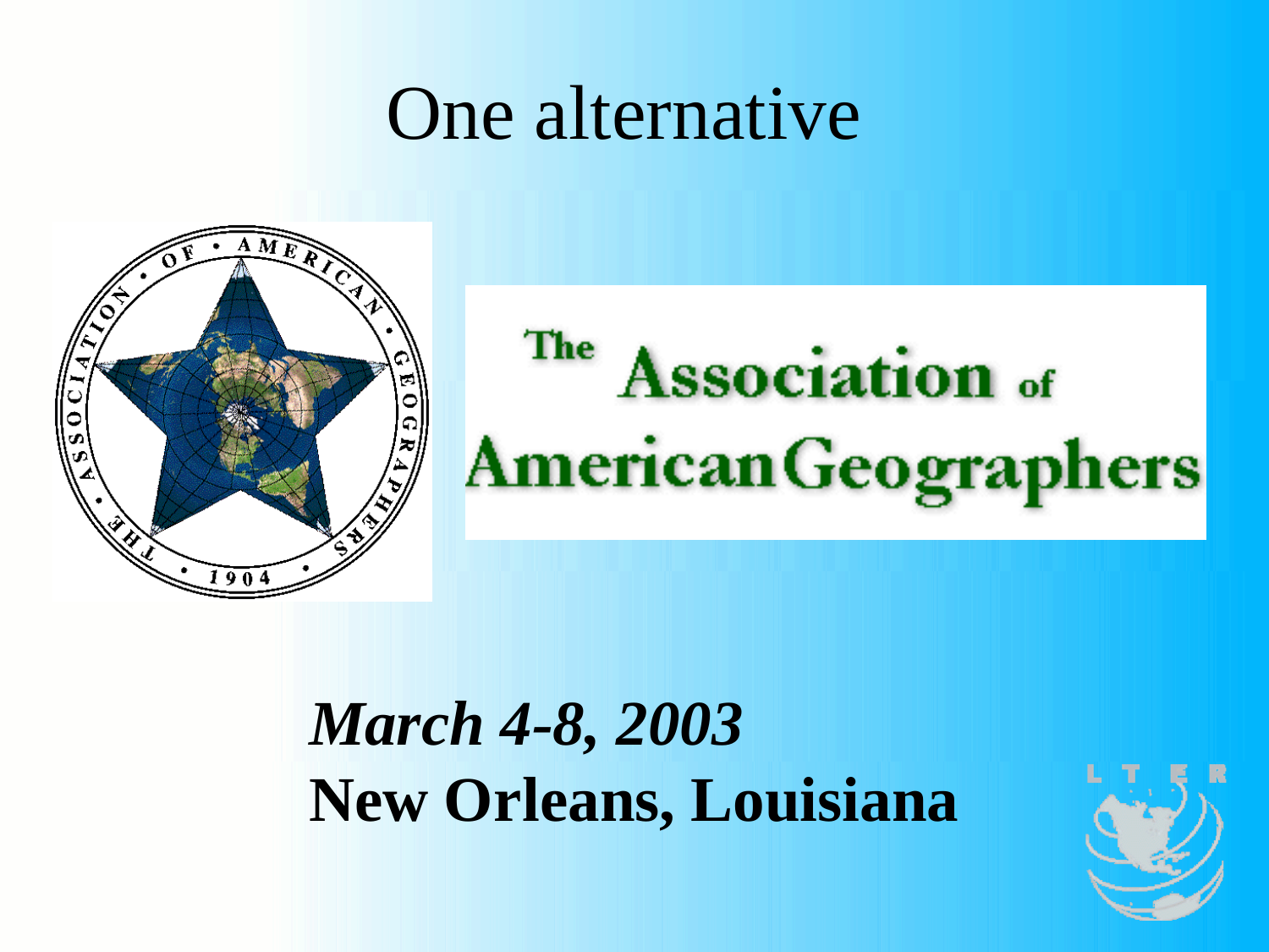# One alternative

The Association of American Geographers

***March 4-8, 2003***

**New Orleans, Louisiana**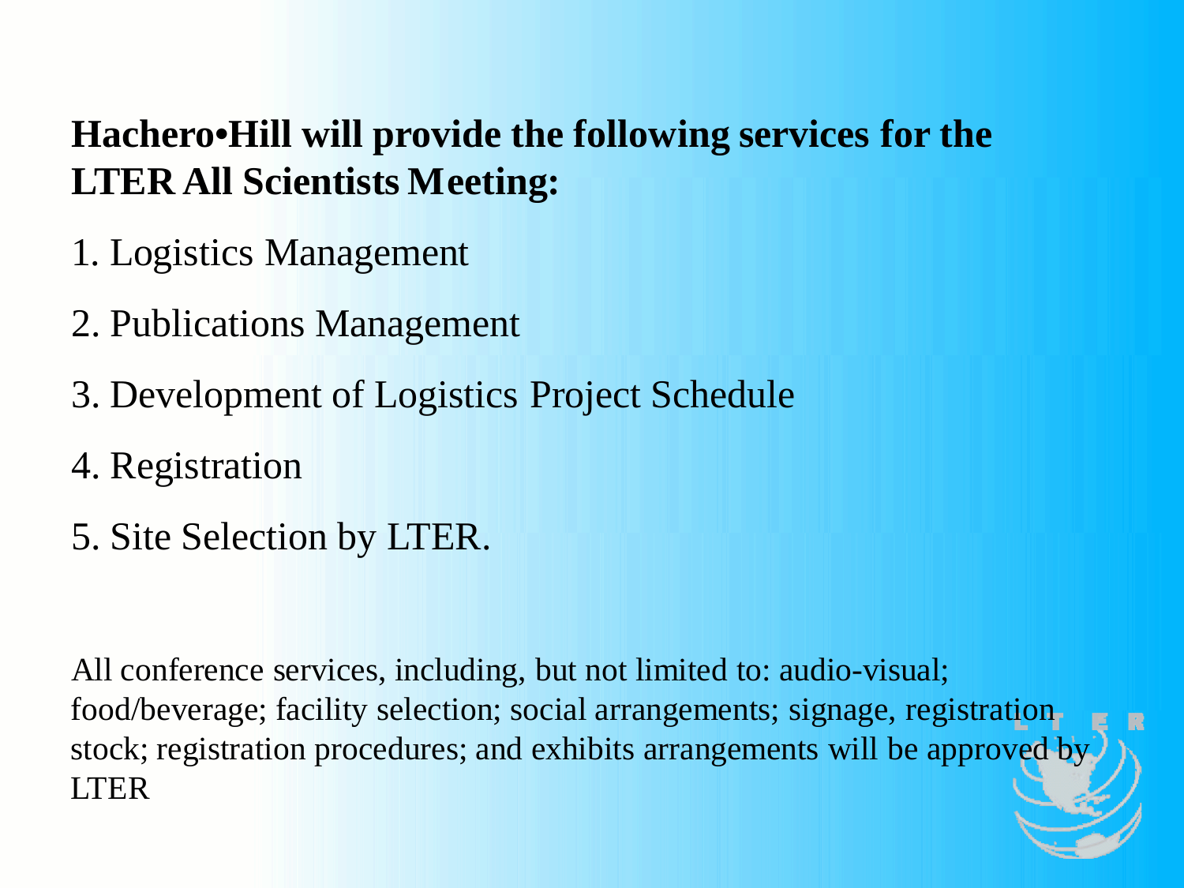**Hachero•Hill will provide the following services for the LTER All Scientists Meeting:**

1. Logistics Management
2. Publications Management
3. Development of Logistics Project Schedule
4. Registration
5. Site Selection by LTER.

All conference services, including, but not limited to: audio-visual; food/beverage; facility selection; social arrangements; signage, registration stock; registration procedures; and exhibits arrangements will be approved by LTER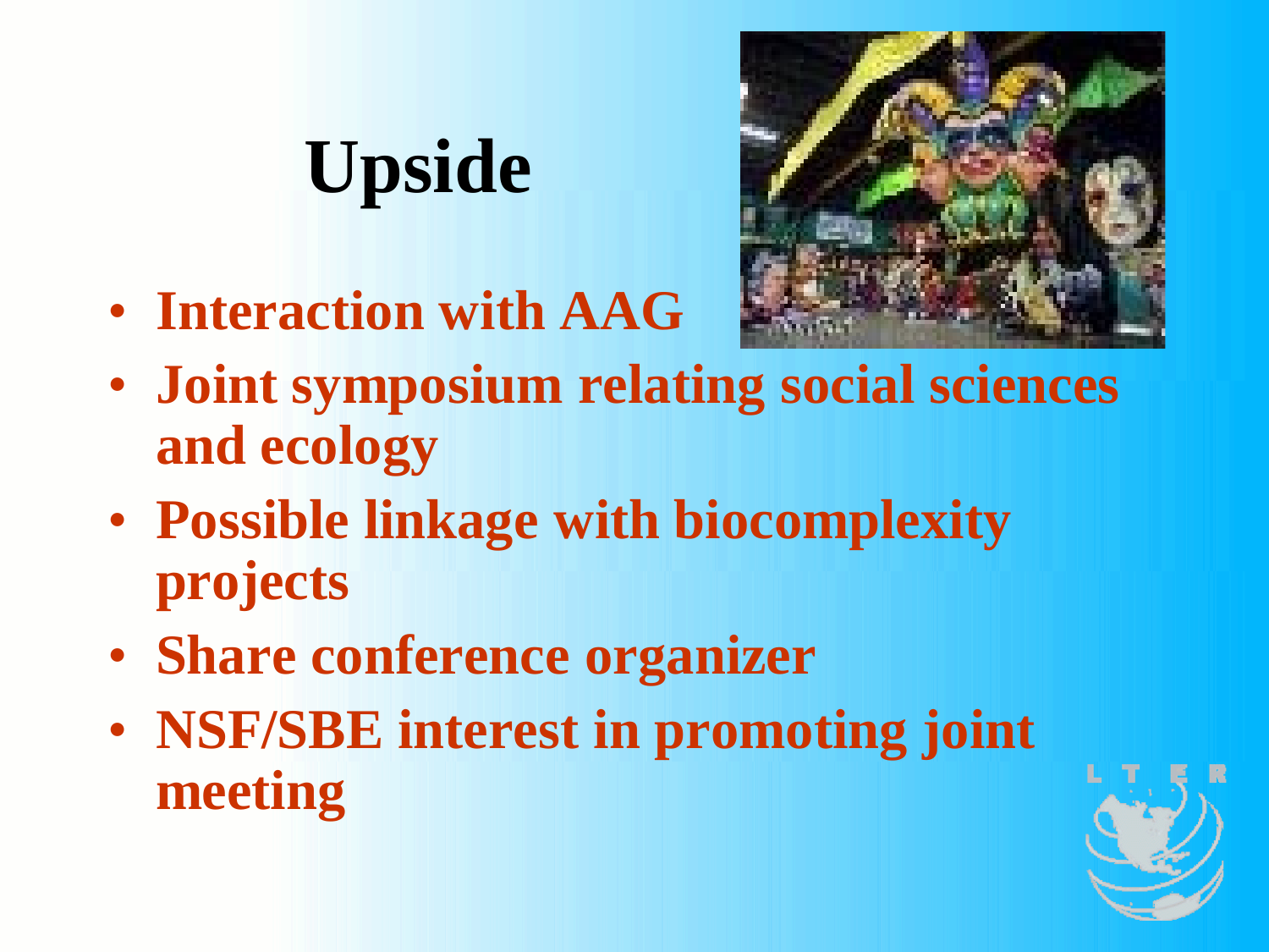# Upside

- Interaction with AAG
- Joint symposium relating social sciences and ecology
- Possible linkage with biocomplexity projects
- Share conference organizer
- NSF/SBE interest in promoting joint meeting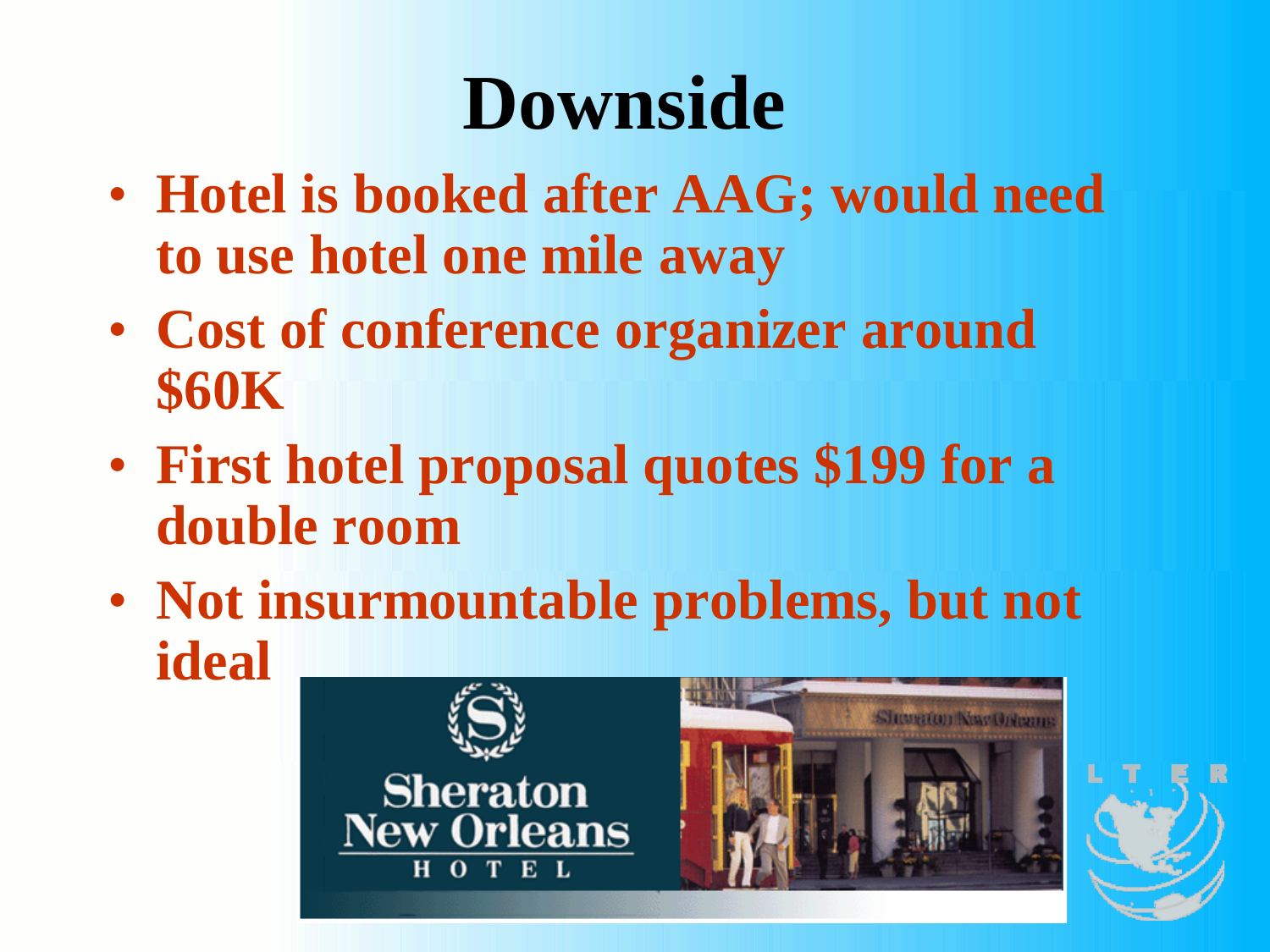# Downside

- Hotel is booked after AAG; would need to use hotel one mile away
- Cost of conference organizer around $60K
- First hotel proposal quotes $199 for a double room
- Not insurmountable problems, but not ideal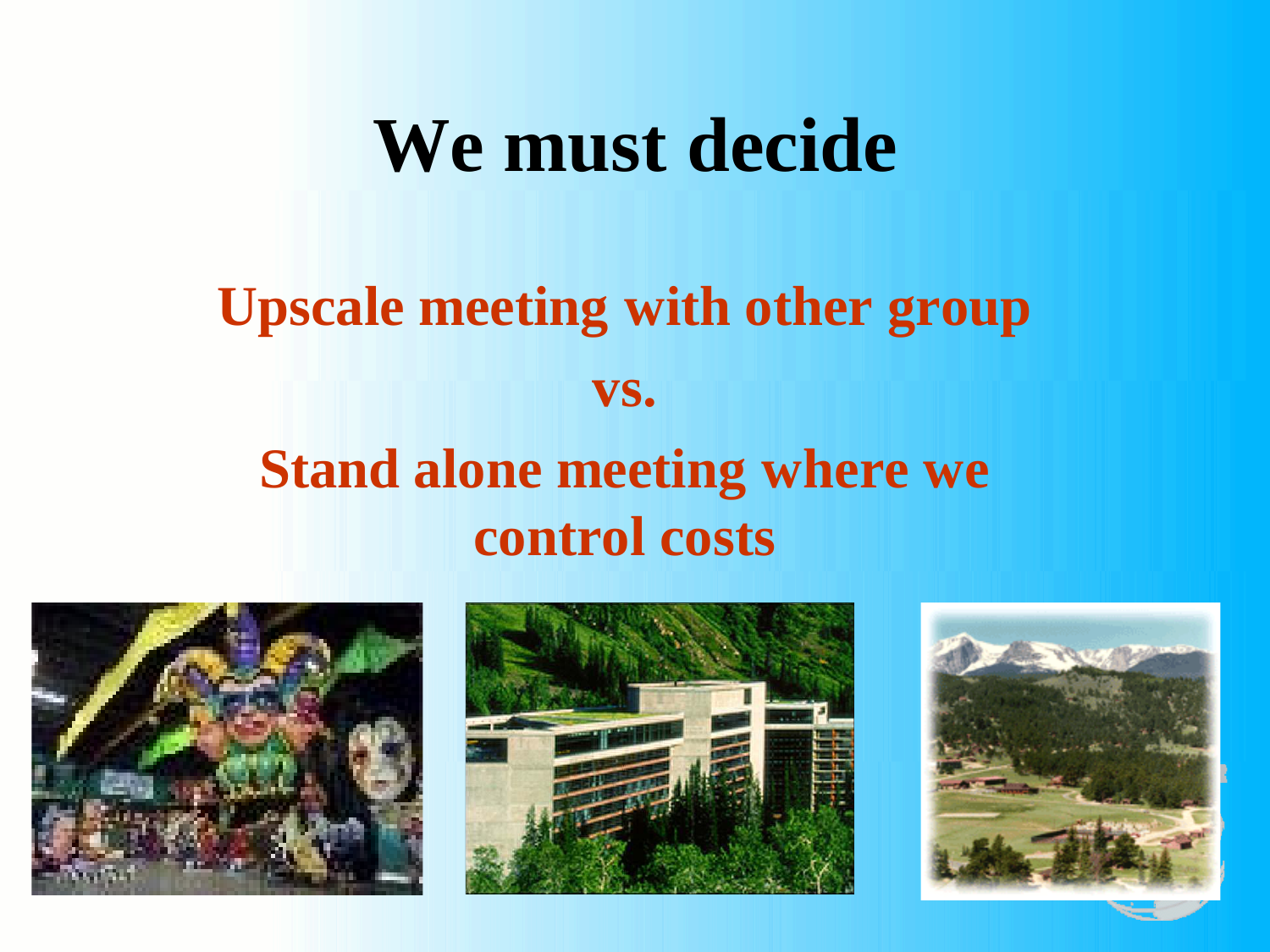# We must decide

**Upscale meeting with other group**

**vs.**

**Stand alone meeting where we control costs**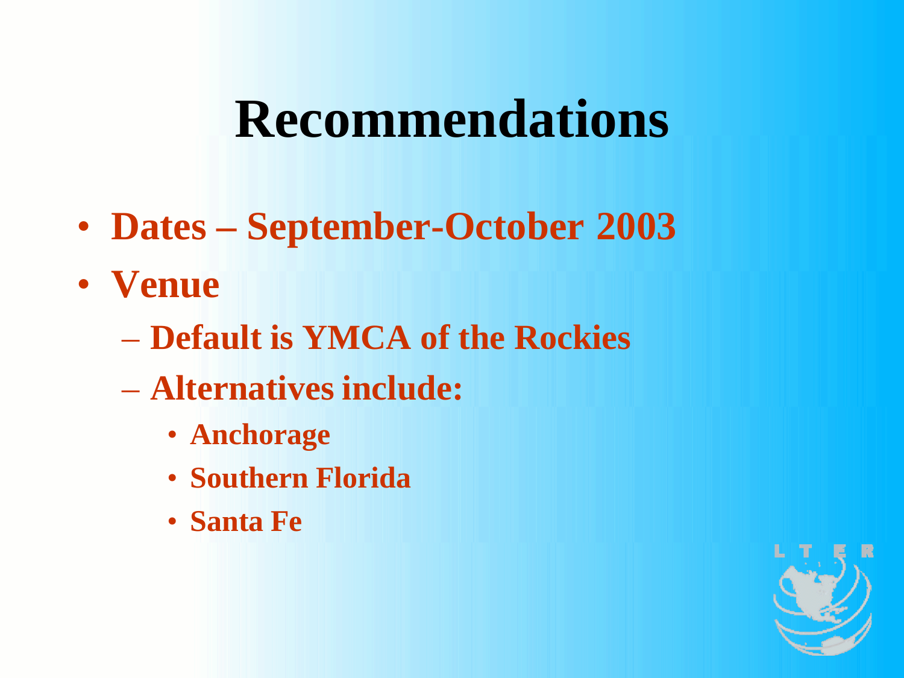# Recommendations

- Dates – September-October 2003
- Venue
  - Default is YMCA of the Rockies
  - Alternatives include:
    - Anchorage
    - Southern Florida
    - Santa Fe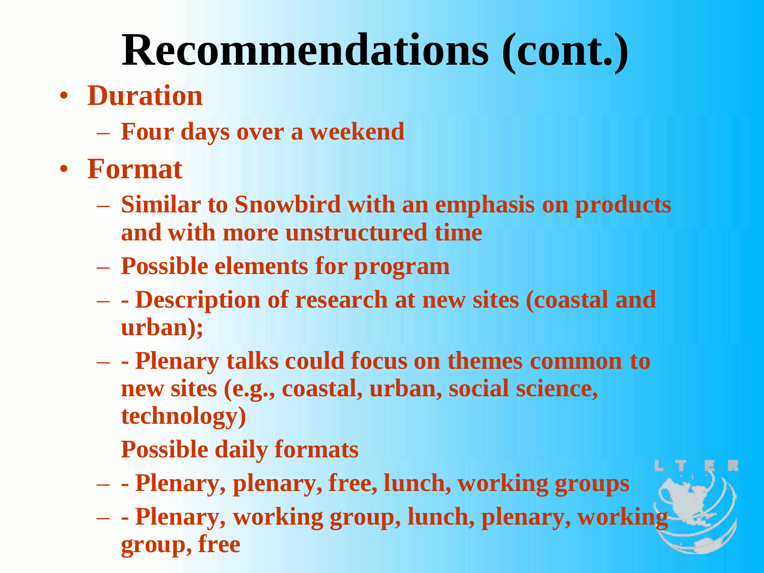# Recommendations (cont.)

- **Duration**
  - **Four days over a weekend**
- **Format**
  - **Similar to Snowbird with an emphasis on products and with more unstructured time**
  - **Possible elements for program**
  - **- Description of research at new sites (coastal and urban);**
  - **- Plenary talks could focus on themes common to new sites (e.g., coastal, urban, social science, technology)**

    **Possible daily formats**
  - **- Plenary, plenary, free, lunch, working groups**
  - **- Plenary, working group, lunch, plenary, working group, free**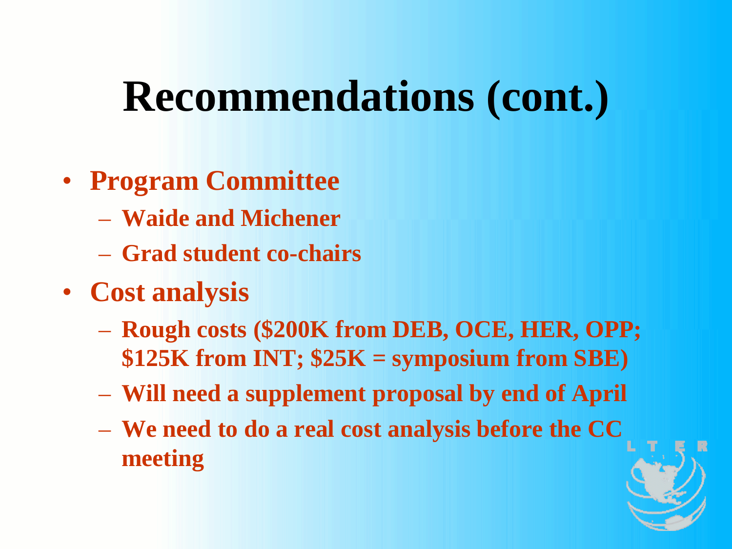# Recommendations (cont.)

- **Program Committee**
  - **Waide and Michener**
  - **Grad student co-chairs**
- **Cost analysis**
  - **Rough costs ($200K from DEB, OCE, HER, OPP; $125K from INT; $25K = symposium from SBE)**
  - **Will need a supplement proposal by end of April**
  - **We need to do a real cost analysis before the CC meeting**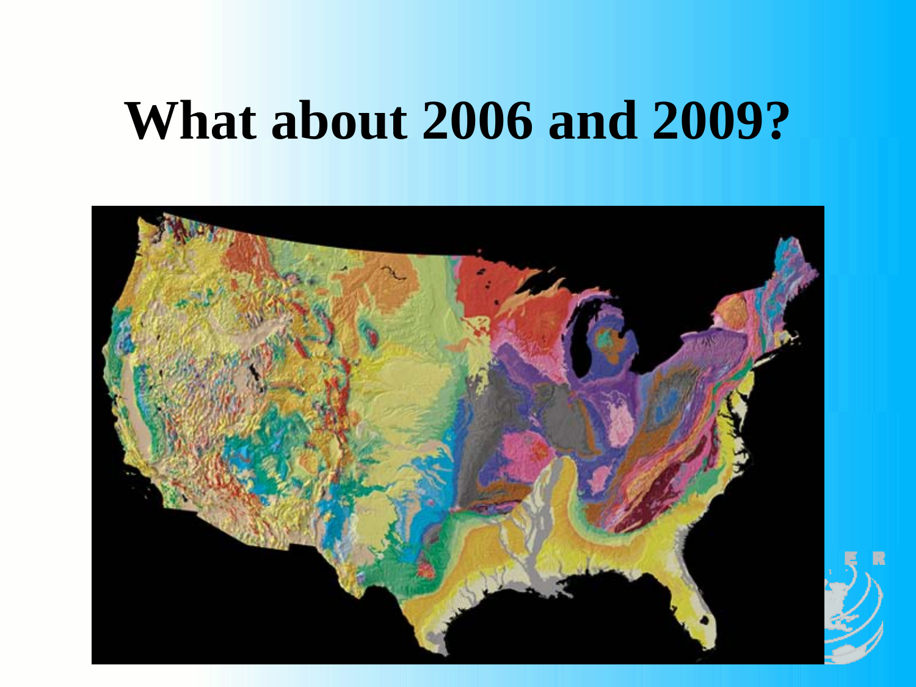# What about 2006 and 2009?